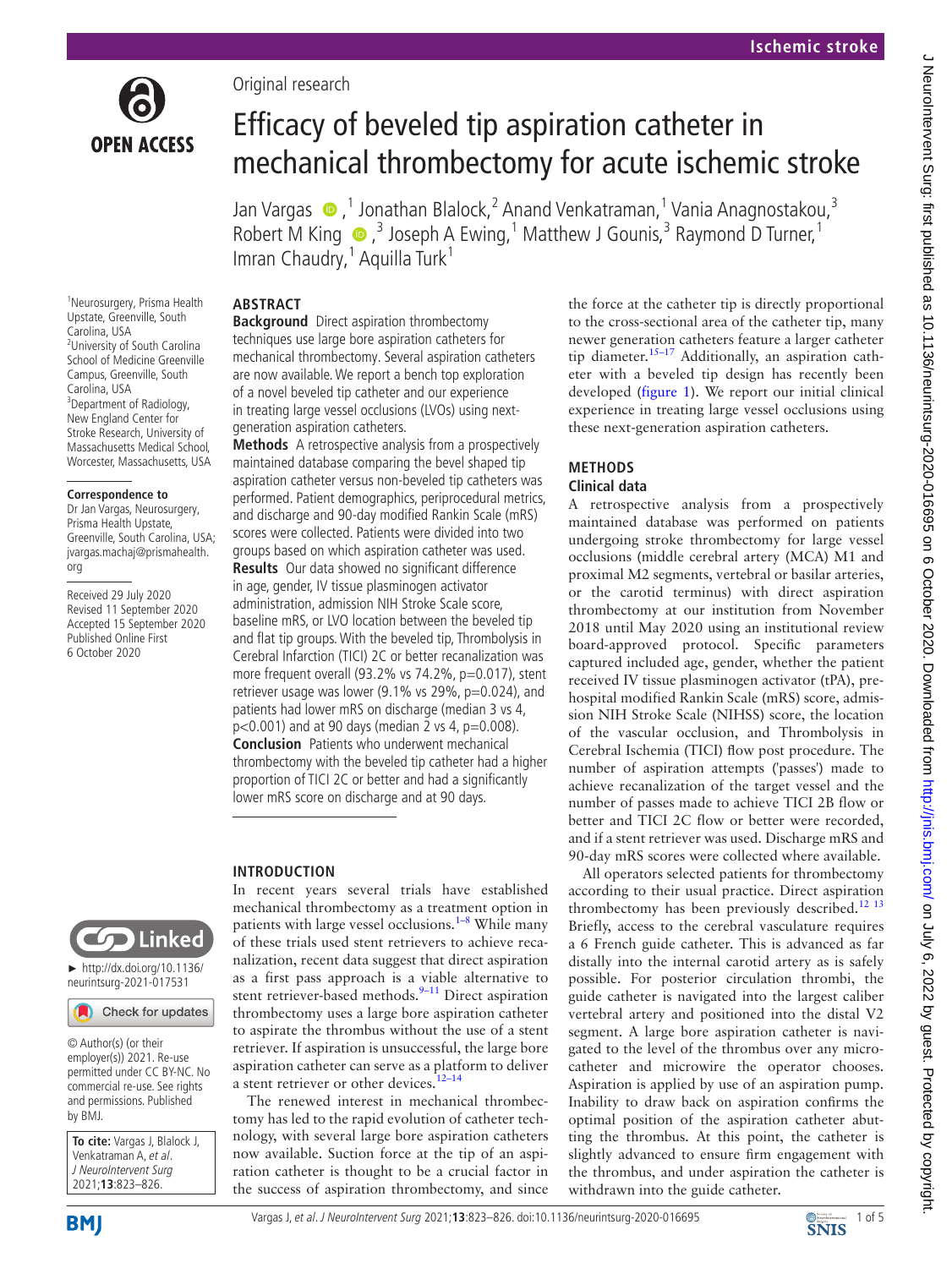Ischemic stroke

Original research

# Efficacy of beveled tip aspiration catheter in mechanical thrombectomy for acute ischemic stroke

Jan Vargas,[1] Jonathan Blalock,[2] Anand Venkatraman,[1] Vania Anagnostakou,[3] Robert M King,[3] Joseph A Ewing,[1] Matthew J Gounis,[3] Raymond D Turner,[1] Imran Chaudry,[1] Aquilla Turk[1]

[1]Neurosurgery, Prisma Health Upstate, Greenville, South Carolina, USA
[2]University of South Carolina School of Medicine Greenville Campus, Greenville, South Carolina, USA
[3]Department of Radiology, New England Center for Stroke Research, University of Massachusetts Medical School, Worcester, Massachusetts, USA

**Correspondence to**
Dr Jan Vargas, Neurosurgery, Prisma Health Upstate, Greenville, South Carolina, USA; jvargas.machaj@prismahealth.org

Received 29 July 2020
Revised 11 September 2020
Accepted 15 September 2020
Published Online First 6 October 2020

► http://dx.doi.org/10.1136/neurintsurg-2021-017531

© Author(s) (or their employer(s)) 2021. Re-use permitted under CC BY-NC. No commercial re-use. See rights and permissions. Published by BMJ.

**To cite:** Vargas J, Blalock J, Venkatraman A, *et al*. *J NeuroIntervent Surg* 2021;**13**:823–826.

## ABSTRACT

**Background** Direct aspiration thrombectomy techniques use large bore aspiration catheters for mechanical thrombectomy. Several aspiration catheters are now available. We report a bench top exploration of a novel beveled tip catheter and our experience in treating large vessel occlusions (LVOs) using next-generation aspiration catheters.

**Methods** A retrospective analysis from a prospectively maintained database comparing the bevel shaped tip aspiration catheter versus non-beveled tip catheters was performed. Patient demographics, periprocedural metrics, and discharge and 90-day modified Rankin Scale (mRS) scores were collected. Patients were divided into two groups based on which aspiration catheter was used.

**Results** Our data showed no significant difference in age, gender, IV tissue plasminogen activator administration, admission NIH Stroke Scale score, baseline mRS, or LVO location between the beveled tip and flat tip groups. With the beveled tip, Thrombolysis in Cerebral Infarction (TICI) 2C or better recanalization was more frequent overall (93.2% vs 74.2%, p=0.017), stent retriever usage was lower (9.1% vs 29%, p=0.024), and patients had lower mRS on discharge (median 3 vs 4, p<0.001) and at 90 days (median 2 vs 4, p=0.008).

**Conclusion** Patients who underwent mechanical thrombectomy with the beveled tip catheter had a higher proportion of TICI 2C or better and had a significantly lower mRS score on discharge and at 90 days.

## INTRODUCTION

In recent years several trials have established mechanical thrombectomy as a treatment option in patients with large vessel occlusions.[1–8] While many of these trials used stent retrievers to achieve recanalization, recent data suggest that direct aspiration as a first pass approach is a viable alternative to stent retriever-based methods.[9–11] Direct aspiration thrombectomy uses a large bore aspiration catheter to aspirate the thrombus without the use of a stent retriever. If aspiration is unsuccessful, the large bore aspiration catheter can serve as a platform to deliver a stent retriever or other devices.[12–14]

The renewed interest in mechanical thrombectomy has led to the rapid evolution of catheter technology, with several large bore aspiration catheters now available. Suction force at the tip of an aspiration catheter is thought to be a crucial factor in the success of aspiration thrombectomy, and since the force at the catheter tip is directly proportional to the cross-sectional area of the catheter tip, many newer generation aspiration catheters feature a larger catheter tip diameter.[15–17] Additionally, an aspiration catheter with a beveled tip design has recently been developed (figure 1). We report our initial clinical experience in treating large vessel occlusions using these next-generation aspiration catheters.

## METHODS

### Clinical data

A retrospective analysis from a prospectively maintained database was performed on patients undergoing stroke thrombectomy for large vessel occlusions (middle cerebral artery (MCA) M1 and proximal M2 segments, vertebral or basilar arteries, or the carotid terminus) with direct aspiration thrombectomy at our institution from November 2018 until May 2020 using an institutional review board-approved protocol. Specific parameters captured included age, gender, whether the patient received IV tissue plasminogen activator (tPA), prehospital modified Rankin Scale (mRS) score, admission NIH Stroke Scale (NIHSS) score, the location of the vascular occlusion, and Thrombolysis in Cerebral Ischemia (TICI) flow post procedure. The number of aspiration attempts ('passes') made to achieve recanalization of the target vessel and the number of passes made to achieve TICI 2B flow or better and TICI 2C flow or better were recorded, and if a stent retriever was used. Discharge mRS and 90-day mRS scores were collected where available.

All operators selected patients for thrombectomy according to their usual practice. Direct aspiration thrombectomy has been previously described.[12 13] Briefly, access to the cerebral vasculature requires a 6 French guide catheter. This is advanced as far distally into the internal carotid artery as is safely possible. For posterior circulation thrombi, the guide catheter is navigated into the largest caliber vertebral artery and positioned into the distal V2 segment. A large bore aspiration catheter is navigated to the level of the thrombus over any microcatheter and microwire the operator chooses. Aspiration is applied by use of an aspiration pump. Inability to draw back on aspiration confirms the optimal position of the aspiration catheter abutting the thrombus. At this point, the catheter is slightly advanced to ensure firm engagement with the thrombus, and under aspiration the catheter is withdrawn into the guide catheter.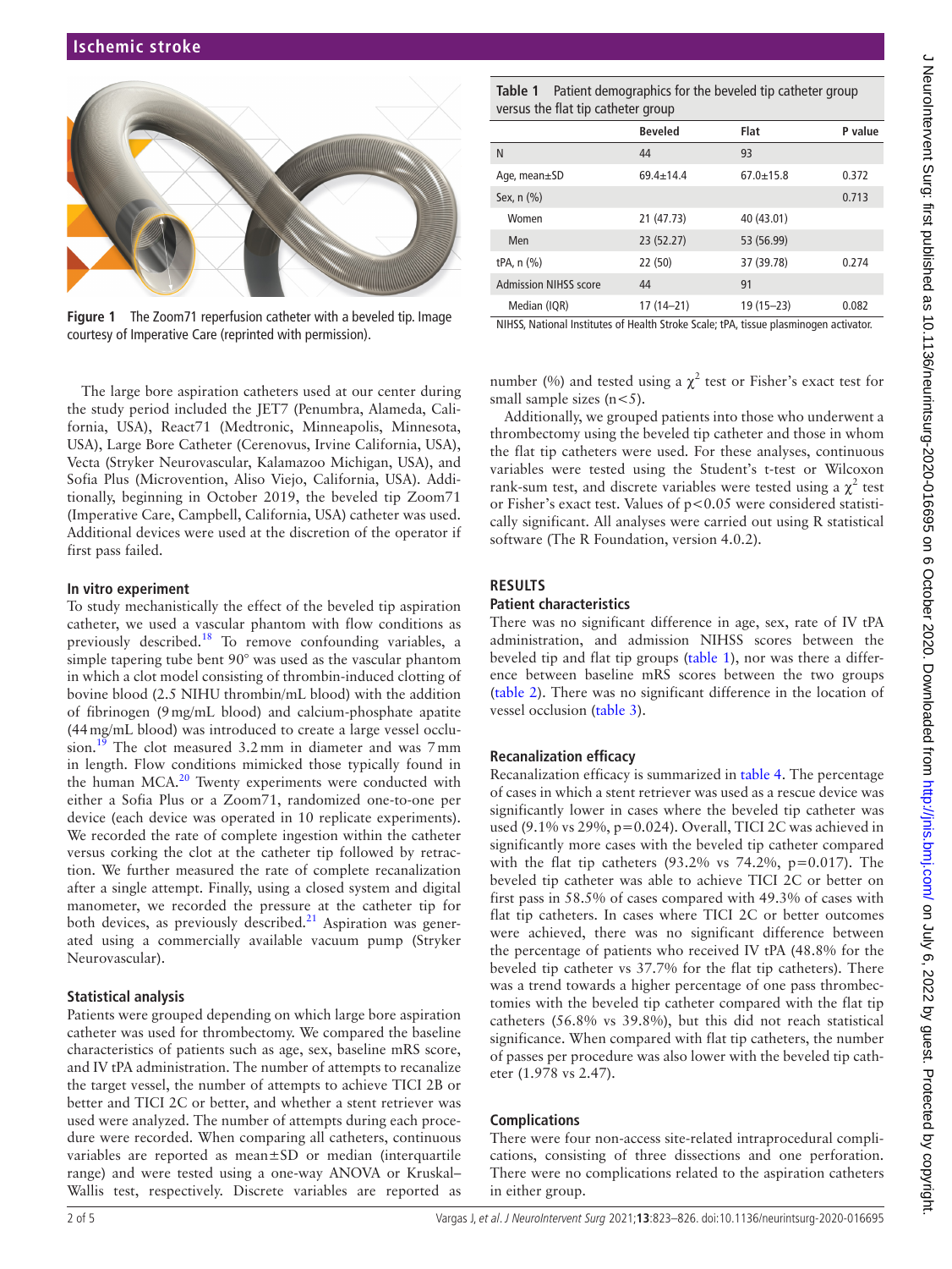Figure 1 The Zoom71 reperfusion catheter with a beveled tip. Image courtesy of Imperative Care (reprinted with permission).

The large bore aspiration catheters used at our center during the study period included the JET7 (Penumbra, Alameda, California, USA), React71 (Medtronic, Minneapolis, Minnesota, USA), Large Bore Catheter (Cerenovus, Irvine California, USA), Vecta (Stryker Neurovascular, Kalamazoo Michigan, USA), and Sofia Plus (Microvention, Aliso Viejo, California, USA). Additionally, beginning in October 2019, the beveled tip Zoom71 (Imperative Care, Campbell, California, USA) catheter was used. Additional devices were used at the discretion of the operator if first pass failed.

### In vitro experiment

To study mechanistically the effect of the beveled tip aspiration catheter, we used a vascular phantom with flow conditions as previously described.[18] To remove confounding variables, a simple tapering tube bent 90° was used as the vascular phantom in which a clot model consisting of thrombin-induced clotting of bovine blood (2.5 NIHU thrombin/mL blood) with the addition of fibrinogen (9 mg/mL blood) and calcium-phosphate apatite (44 mg/mL blood) was introduced to create a large vessel occlusion.[19] The clot measured 3.2 mm in diameter and was 7 mm in length. Flow conditions mimicked those typically found in the human MCA.[20] Twenty experiments were conducted with either a Sofia Plus or a Zoom71, randomized one-to-one per device (each device was operated in 10 replicate experiments). We recorded the rate of complete ingestion within the catheter versus corking the clot at the catheter tip followed by retraction. We further measured the rate of complete recanalization after a single attempt. Finally, using a closed system and digital manometer, we recorded the pressure at the catheter tip for both devices, as previously described.[21] Aspiration was generated using a commercially available vacuum pump (Stryker Neurovascular).

### Statistical analysis

Patients were grouped depending on which large bore aspiration catheter was used for thrombectomy. We compared the baseline characteristics of patients such as age, sex, baseline mRS score, and IV tPA administration. The number of attempts to recanalize the target vessel, the number of attempts to achieve TICI 2B or better and TICI 2C or better, and whether a stent retriever was used were analyzed. The number of attempts during each procedure were recorded. When comparing all catheters, continuous variables are reported as mean±SD or median (interquartile range) and were tested using a one-way ANOVA or Kruskal–Wallis test, respectively. Discrete variables are reported as number (%) and tested using a $\chi^2$ test or Fisher's exact test for small sample sizes (n<5).

Additionally, we grouped patients into those who underwent a thrombectomy using the beveled tip catheter and those in whom the flat tip catheters were used. For these analyses, continuous variables were tested using the Student's t-test or Wilcoxon rank-sum test, and discrete variables were tested using a $\chi^2$ test or Fisher's exact test. Values of $p<0.05$ were considered statistically significant. All analyses were carried out using R statistical software (The R Foundation, version 4.0.2).

**Table 1** Patient demographics for the beveled tip catheter group versus the flat tip catheter group

| | Beveled | Flat | P value |
|---|---|---|---|
| N | 44 | 93 | |
| Age, mean±SD | 69.4±14.4 | 67.0±15.8 | 0.372 |
| Sex, n (%) | | | 0.713 |
| Women | 21 (47.73) | 40 (43.01) | |
| Men | 23 (52.27) | 53 (56.99) | |
| tPA, n (%) | 22 (50) | 37 (39.78) | 0.274 |
| Admission NIHSS score | 44 | 91 | |
| Median (IQR) | 17 (14–21) | 19 (15–23) | 0.082 |

NIHSS, National Institutes of Health Stroke Scale; tPA, tissue plasminogen activator.

## RESULTS

### Patient characteristics

There was no significant difference in age, sex, rate of IV tPA administration, and admission NIHSS scores between the beveled tip and flat tip groups (table 1), nor was there a difference between baseline mRS scores between the two groups (table 2). There was no significant difference in the location of vessel occlusion (table 3).

### Recanalization efficacy

Recanalization efficacy is summarized in table 4. The percentage of cases in which a stent retriever was used as a rescue device was significantly lower in cases where the beveled tip catheter was used (9.1% vs 29%, p=0.024). Overall, TICI 2C was achieved in significantly more cases with the beveled tip catheter compared with the flat tip catheters (93.2% vs 74.2%, p=0.017). The beveled tip catheter was able to achieve TICI 2C or better on first pass in 58.5% of cases compared with 49.3% of cases with flat tip catheters. In cases where TICI 2C or better outcomes were achieved, there was no significant difference between the percentage of patients who received IV tPA (48.8% for the beveled tip catheter vs 37.7% for the flat tip catheters). There was a trend towards a higher percentage of one pass thrombectomies with the beveled tip catheter compared with the flat tip catheters (56.8% vs 39.8%), but this did not reach statistical significance. When compared with flat tip catheters, the number of passes per procedure was also lower with the beveled tip catheter (1.978 vs 2.47).

### Complications

There were four non-access site-related intraprocedural complications, consisting of three dissections and one perforation. There were no complications related to the aspiration catheters in either group.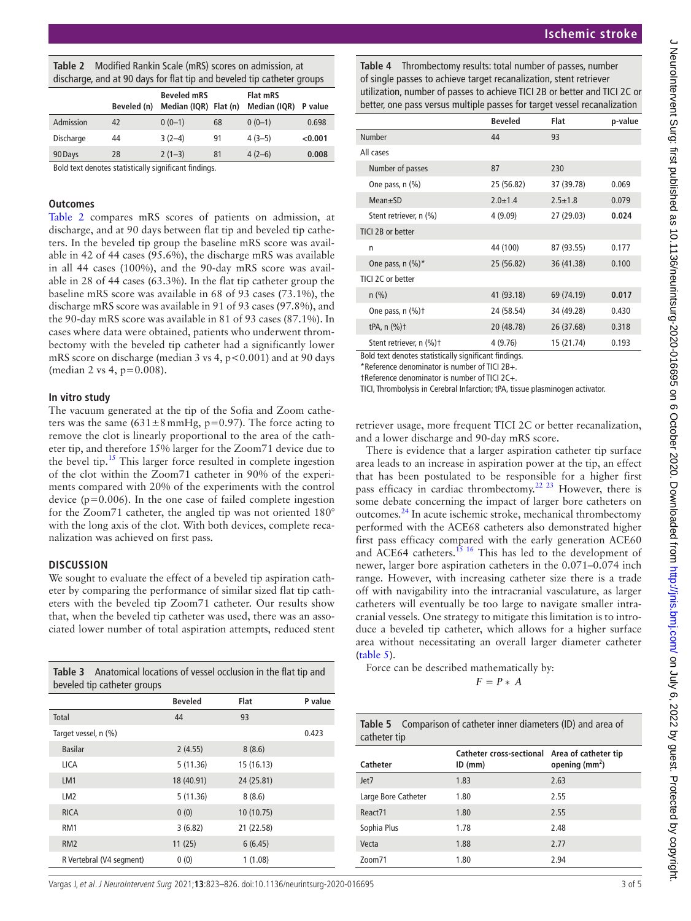**Table 2** Modified Rankin Scale (mRS) scores on admission, at discharge, and at 90 days for flat tip and beveled tip catheter groups

| | Beveled (n) | Beveled mRS Median (IQR) | Flat (n) | Flat mRS Median (IQR) | P value |
|---|---|---|---|---|---|
| Admission | 42 | 0 (0–1) | 68 | 0 (0–1) | 0.698 |
| Discharge | 44 | 3 (2–4) | 91 | 4 (3–5) | **<0.001** |
| 90 Days | 28 | 2 (1–3) | 81 | 4 (2–6) | **0.008** |

Bold text denotes statistically significant findings.

### Outcomes

Table 2 compares mRS scores of patients on admission, at discharge, and at 90 days between flat tip and beveled tip catheters. In the beveled tip group the baseline mRS score was available in 42 of 44 cases (95.6%), the discharge mRS was available in all 44 cases (100%), and the 90-day mRS score was available in 28 of 44 cases (63.3%). In the flat tip catheter group the baseline mRS score was available in 68 of 93 cases (73.1%), the discharge mRS score was available in 91 of 93 cases (97.8%), and the 90-day mRS score was available in 81 of 93 cases (87.1%). In cases where data were obtained, patients who underwent thrombectomy with the beveled tip catheter had a significantly lower mRS score on discharge (median 3 vs 4, $p<0.001$) and at 90 days (median 2 vs 4, $p=0.008$).

### In vitro study

The vacuum generated at the tip of the Sofia and Zoom catheters was the same (631±8 mmHg, $p=0.97$). The force acting to remove the clot is linearly proportional to the area of the catheter tip, and therefore 15% larger for the Zoom71 device due to the bevel tip.[15] This larger force resulted in complete ingestion of the clot within the Zoom71 catheter in 90% of the experiments compared with 20% of the experiments with the control device ($p=0.006$). In the one case of failed complete ingestion for the Zoom71 catheter, the angled tip was not oriented 180° with the long axis of the clot. With both devices, complete recanalization was achieved on first pass.

## DISCUSSION

We sought to evaluate the effect of a beveled tip aspiration catheter by comparing the performance of similar sized flat tip catheters with the beveled tip Zoom71 catheter. Our results show that, when the beveled tip catheter was used, there was an associated lower number of total aspiration attempts, reduced stent retriever usage, more frequent TICI 2C or better recanalization, and a lower discharge and 90-day mRS score.

**Table 3** Anatomical locations of vessel occlusion in the flat tip and beveled tip catheter groups

| | Beveled | Flat | P value |
|---|---|---|---|
| Total | 44 | 93 | |
| Target vessel, n (%) | | | 0.423 |
| Basilar | 2 (4.55) | 8 (8.6) | |
| LICA | 5 (11.36) | 15 (16.13) | |
| LM1 | 18 (40.91) | 24 (25.81) | |
| LM2 | 5 (11.36) | 8 (8.6) | |
| RICA | 0 (0) | 10 (10.75) | |
| RM1 | 3 (6.82) | 21 (22.58) | |
| RM2 | 11 (25) | 6 (6.45) | |
| R Vertebral (V4 segment) | 0 (0) | 1 (1.08) | |

**Table 4** Thrombectomy results: total number of passes, number of single passes to achieve target recanalization, stent retriever utilization, number of passes to achieve TICI 2B or better and TICI 2C or better, one pass versus multiple passes for target vessel recanalization

| | Beveled | Flat | p-value |
|---|---|---|---|
| Number | 44 | 93 | |
| All cases | | | |
| Number of passes | 87 | 230 | |
| One pass, n (%) | 25 (56.82) | 37 (39.78) | 0.069 |
| Mean±SD | 2.0±1.4 | 2.5±1.8 | 0.079 |
| Stent retriever, n (%) | 4 (9.09) | 27 (29.03) | **0.024** |
| TICI 2B or better | | | |
| n | 44 (100) | 87 (93.55) | 0.177 |
| One pass, n (%)* | 25 (56.82) | 36 (41.38) | 0.100 |
| TICI 2C or better | | | |
| n (%) | 41 (93.18) | 69 (74.19) | **0.017** |
| One pass, n (%)† | 24 (58.54) | 34 (49.28) | 0.430 |
| tPA, n (%)† | 20 (48.78) | 26 (37.68) | 0.318 |
| Stent retriever, n (%)† | 4 (9.76) | 15 (21.74) | 0.193 |

Bold text denotes statistically significant findings.
*Reference denominator is number of TICI 2B+.
†Reference denominator is number of TICI 2C+.
TICI, Thrombolysis in Cerebral Infarction; tPA, tissue plasminogen activator.

There is evidence that a larger aspiration catheter tip surface area leads to an increase in aspiration power at the tip, an effect that has been postulated to be responsible for a higher first pass efficacy in cardiac thrombectomy.[22,23] However, there is some debate concerning the impact of larger bore catheters on outcomes.[24] In acute ischemic stroke, mechanical thrombectomy performed with the ACE68 catheters also demonstrated higher first pass efficacy compared with the early generation ACE60 and ACE64 catheters.[15,16] This has led to the development of newer, larger bore aspiration catheters in the 0.071–0.074 inch range. However, with increasing catheter size there is a trade off with navigability into the intracranial vasculature, as larger catheters will eventually be too large to navigate smaller intracranial vessels. One strategy to mitigate this limitation is to introduce a beveled tip catheter, which allows for a higher surface area without necessitating an overall larger diameter catheter (table 5).

Force can be described mathematically by:

$$F = P * A$$

**Table 5** Comparison of catheter inner diameters (ID) and area of catheter tip

| Catheter | Catheter cross-sectional ID (mm) | Area of catheter tip opening (mm$^2$) |
|---|---|---|
| Jet7 | 1.83 | 2.63 |
| Large Bore Catheter | 1.80 | 2.55 |
| React71 | 1.80 | 2.55 |
| Sophia Plus | 1.78 | 2.48 |
| Vecta | 1.88 | 2.77 |
| Zoom71 | 1.80 | 2.94 |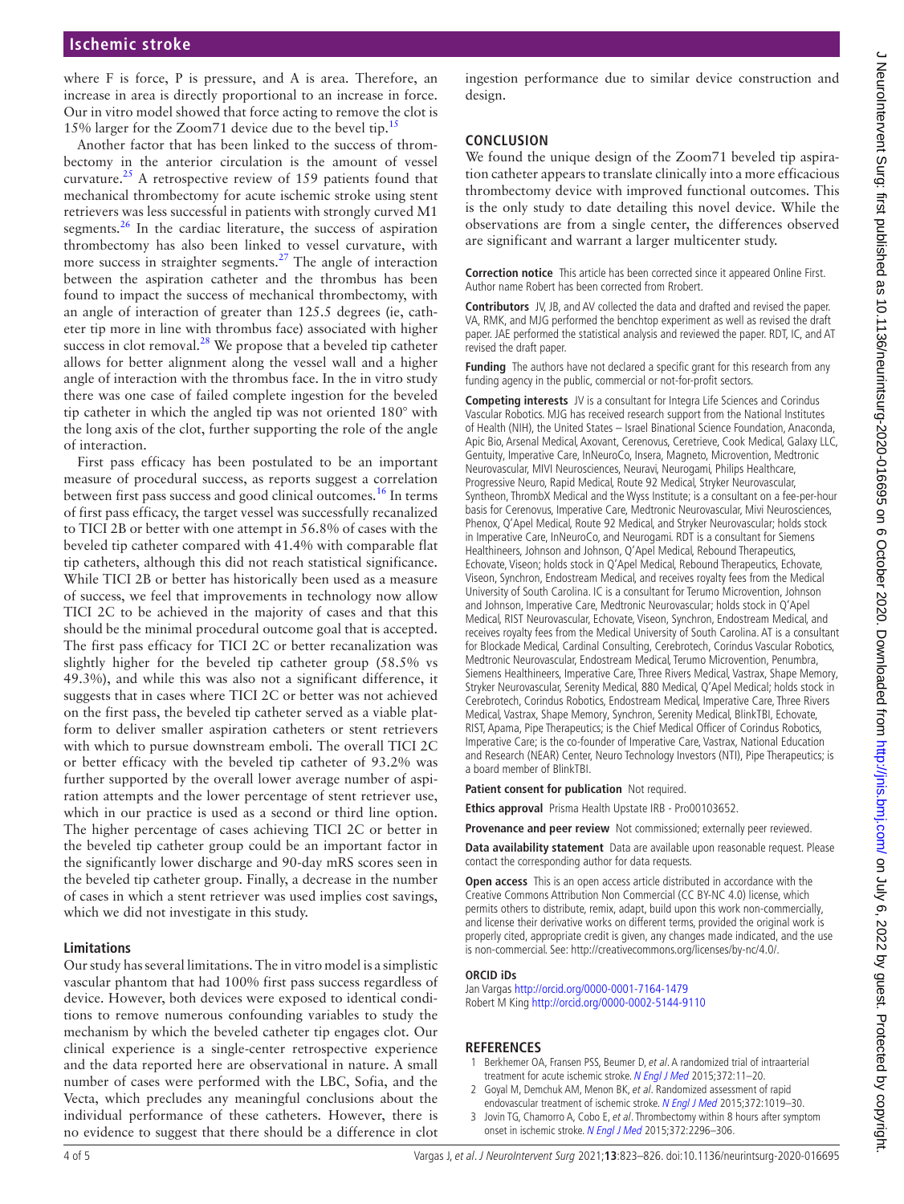where F is force, P is pressure, and A is area. Therefore, an increase in area is directly proportional to an increase in force. Our in vitro model showed that force acting to remove the clot is 15% larger for the Zoom71 device due to the bevel tip.[15]

Another factor that has been linked to the success of thrombectomy in the anterior circulation is the amount of vessel curvature.[25] A retrospective review of 159 patients found that mechanical thrombectomy for acute ischemic stroke using stent retrievers was less successful in patients with strongly curved M1 segments.[26] In the cardiac literature, the success of aspiration thrombectomy has also been linked to vessel curvature, with more success in straighter segments.[27] The angle of interaction between the aspiration catheter and the thrombus has been found to impact the success of mechanical thrombectomy, with an angle of interaction of greater than 125.5 degrees (ie, catheter tip more in line with thrombus face) associated with higher success in clot removal.[28] We propose that a beveled tip catheter allows for better alignment along the vessel wall and a higher angle of interaction with the thrombus face. In the in vitro study there was one case of failed complete ingestion for the beveled tip catheter in which the angled tip was not oriented 180° with the long axis of the clot, further supporting the role of the angle of interaction.

First pass efficacy has been postulated to be an important measure of procedural success, as reports suggest a correlation between first pass success and good clinical outcomes.[16] In terms of first pass efficacy, the target vessel was successfully recanalized to TICI 2B or better with one attempt in 56.8% of cases with the beveled tip catheter compared with 41.4% with comparable flat tip catheters, although this did not reach statistical significance. While TICI 2B or better has historically been used as a measure of success, we feel that improvements in technology now allow TICI 2C to be achieved in the majority of cases and that this should be the minimal procedural outcome goal that is accepted. The first pass efficacy for TICI 2C or better recanalization was slightly higher for the beveled tip catheter group (58.5% vs 49.3%), and while this was also not a significant difference, it suggests that in cases where TICI 2C or better was not achieved on the first pass, the beveled tip catheter served as a viable platform to deliver smaller aspiration catheters or stent retrievers with which to pursue downstream emboli. The overall TICI 2C or better efficacy with the beveled tip catheter of 93.2% was further supported by the overall lower average number of aspiration attempts and the lower percentage of stent retriever use, which in our practice is used as a second or third line option. The higher percentage of cases achieving TICI 2C or better in the beveled tip catheter group could be an important factor in the significantly lower discharge and 90-day mRS scores seen in the beveled tip catheter group. Finally, a decrease in the number of cases in which a stent retriever was used implies cost savings, which we did not investigate in this study.

### Limitations

Our study has several limitations. The in vitro model is a simplistic vascular phantom that had 100% first pass success regardless of device. However, both devices were exposed to identical conditions to remove numerous confounding variables to study the mechanism by which the beveled catheter tip engages clot. Our clinical experience is a single-center retrospective experience and the data reported here are observational in nature. A small number of cases were performed with the LBC, Sofia, and the Vecta, which precludes any meaningful conclusions about the individual performance of these catheters. However, there is no evidence to suggest that there should be a difference in clot ingestion performance due to similar device construction and design.

## CONCLUSION

We found the unique design of the Zoom71 beveled tip aspiration catheter appears to translate clinically into a more efficacious thrombectomy device with improved functional outcomes. This is the only study to date detailing this novel device. While the observations are from a single center, the differences observed are significant and warrant a larger multicenter study.

**Correction notice** This article has been corrected since it appeared Online First. Author name Robert has been corrected from Rrobert.

**Contributors** JV, JB, and AV collected the data and drafted and revised the paper. VA, RMK, and MJG performed the benchtop experiment as well as revised the draft paper. JAE performed the statistical analysis and reviewed the paper. RDT, IC, and AT revised the draft paper.

**Funding** The authors have not declared a specific grant for this research from any funding agency in the public, commercial or not-for-profit sectors.

**Competing interests** JV is a consultant for Integra Life Sciences and Corindus Vascular Robotics. MJG has received research support from the National Institutes of Health (NIH), the United States – Israel Binational Science Foundation, Anaconda, Apic Bio, Arsenal Medical, Axovant, Cerenovus, Ceretrieve, Cook Medical, Galaxy LLC, Gentuity, Imperative Care, InNeuroCo, Insera, Magneto, Microvention, Medtronic Neurovascular, MIVI Neurosciences, Neuravi, Neurogami, Philips Healthcare, Progressive Neuro, Rapid Medical, Route 92 Medical, Stryker Neurovascular, Syntheon, ThrombX Medical and the Wyss Institute; is a consultant on a fee-per-hour basis for Cerenovus, Imperative Care, Medtronic Neurovascular, Mivi Neurosciences, Phenox, Q'Apel Medical, Route 92 Medical, and Stryker Neurovascular; holds stock in Imperative Care, InNeuroCo, and Neurogami. RDT is a consultant for Siemens Healthineers, Johnson and Johnson, Q'Apel Medical, Rebound Therapeutics, Echovate, Viseon; holds stock in Q'Apel Medical, Rebound Therapeutics, Echovate, Viseon, Synchron, Endostream Medical, and receives royalty fees from the Medical University of South Carolina. IC is a consultant for Terumo Microvention, Johnson and Johnson, Imperative Care, Medtronic Neurovascular; holds stock in Q'Apel Medical, RIST Neurovascular, Echovate, Viseon, Synchron, Endostream Medical, and receives royalty fees from the Medical University of South Carolina. AT is a consultant for Blockade Medical, Cardinal Consulting, Cerebrotech, Corindus Vascular Robotics, Medtronic Neurovascular, Endostream Medical, Terumo Microvention, Penumbra, Siemens Healthineers, Imperative Care, Three Rivers Medical, Vastrax, Shape Memory, Stryker Neurovascular, Serenity Medical, 880 Medical, Q'Apel Medical; holds stock in Cerebrotech, Corindus Robotics, Endostream Medical, Imperative Care, Three Rivers Medical, Vastrax, Shape Memory, Synchron, Serenity Medical, BlinkTBI, Echovate, RIST, Apama, Pipe Therapeutics; is the Chief Medical Officer of Corindus Robotics, Imperative Care; is the co-founder of Imperative Care, Vastrax, National Education and Research (NEAR) Center, Neuro Technology Investors (NTI), Pipe Therapeutics; is a board member of BlinkTBI.

**Patient consent for publication** Not required.

**Ethics approval** Prisma Health Upstate IRB - Pro00103652.

**Provenance and peer review** Not commissioned; externally peer reviewed.

**Data availability statement** Data are available upon reasonable request. Please contact the corresponding author for data requests.

**Open access** This is an open access article distributed in accordance with the Creative Commons Attribution Non Commercial (CC BY-NC 4.0) license, which permits others to distribute, remix, adapt, build upon this work non-commercially, and license their derivative works on different terms, provided the original work is properly cited, appropriate credit is given, any changes made indicated, and the use is non-commercial. See: http://creativecommons.org/licenses/by-nc/4.0/.

### ORCID iDs

Jan Vargas http://orcid.org/0000-0001-7164-1479
Robert M King http://orcid.org/0000-0002-5144-9110

## REFERENCES

1. Berkhemer OA, Fransen PSS, Beumer D, *et al*. A randomized trial of intraarterial treatment for acute ischemic stroke. *N Engl J Med* 2015;372:11–20.
2. Goyal M, Demchuk AM, Menon BK, *et al*. Randomized assessment of rapid endovascular treatment of ischemic stroke. *N Engl J Med* 2015;372:1019–30.
3. Jovin TG, Chamorro A, Cobo E, *et al*. Thrombectomy within 8 hours after symptom onset in ischemic stroke. *N Engl J Med* 2015;372:2296–306.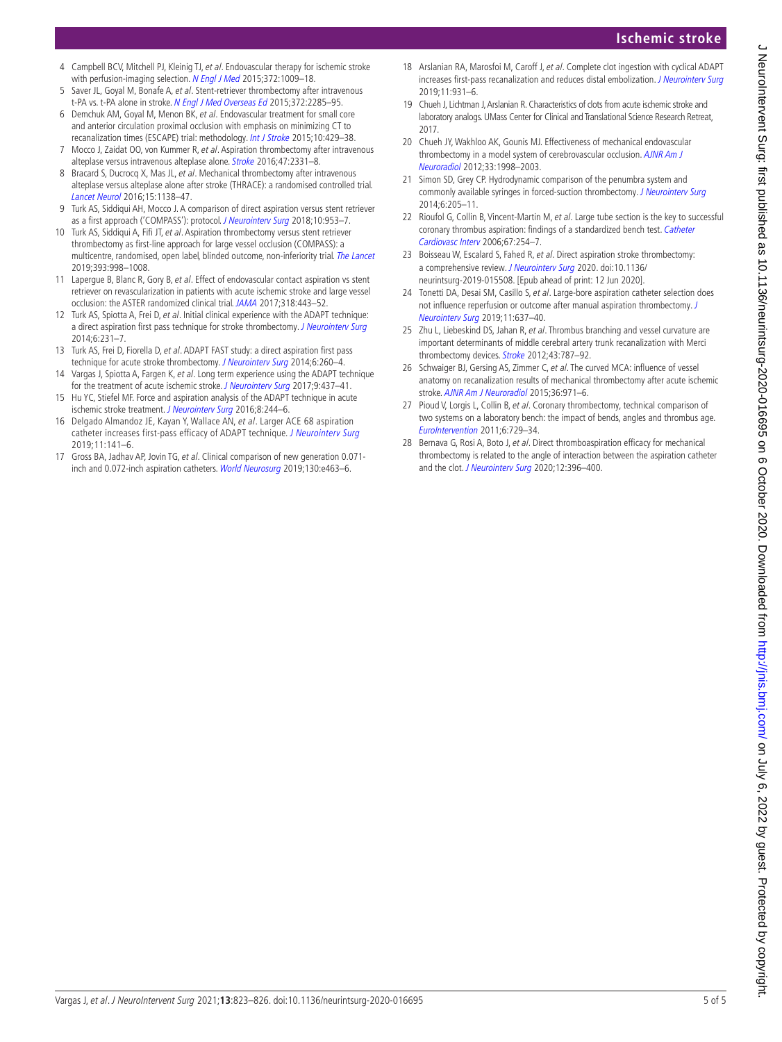4 Campbell BCV, Mitchell PJ, Kleinig TJ, *et al*. Endovascular therapy for ischemic stroke with perfusion-imaging selection. *N Engl J Med* 2015;372:1009–18.
5 Saver JL, Goyal M, Bonafe A, *et al*. Stent-retriever thrombectomy after intravenous t-PA vs. t-PA alone in stroke. *N Engl J Med Overseas Ed* 2015;372:2285–95.
6 Demchuk AM, Goyal M, Menon BK, *et al*. Endovascular treatment for small core and anterior circulation proximal occlusion with emphasis on minimizing CT to recanalization times (ESCAPE) trial: methodology. *Int J Stroke* 2015;10:429–38.
7 Mocco J, Zaidat OO, von Kummer R, *et al*. Aspiration thrombectomy after intravenous alteplase versus intravenous alteplase alone. *Stroke* 2016;47:2331–8.
8 Bracard S, Ducrocq X, Mas JL, *et al*. Mechanical thrombectomy after intravenous alteplase versus alteplase alone after stroke (THRACE): a randomised controlled trial. *Lancet Neurol* 2016;15:1138–47.
9 Turk AS, Siddiqui AH, Mocco J. A comparison of direct aspiration versus stent retriever as a first approach ('COMPASS'): protocol. *J Neurointerv Surg* 2018;10:953–7.
10 Turk AS, Siddiqui AH, Fifi JT, *et al*. Aspiration thrombectomy versus stent retriever thrombectomy as first-line approach for large vessel occlusion (COMPASS): a multicentre, randomised, open label, blinded outcome, non-inferiority trial. *The Lancet* 2019;393:998–1008.
11 Lapergue B, Blanc R, Gory B, *et al*. Effect of endovascular contact aspiration vs stent retriever on revascularization in patients with acute ischemic stroke and large vessel occlusion: the ASTER randomized clinical trial. *JAMA* 2017;318:443–52.
12 Turk AS, Spiotta A, Frei D, *et al*. Initial clinical experience with the ADAPT technique: a direct aspiration first pass technique for stroke thrombectomy. *J Neurointerv Surg* 2014;6:231–7.
13 Turk AS, Frei D, Fiorella D, *et al*. ADAPT FAST study: a direct aspiration first pass technique for acute stroke thrombectomy. *J Neurointerv Surg* 2014;6:260–4.
14 Vargas J, Spiotta A, Fargen K, *et al*. Long term experience using the ADAPT technique for the treatment of acute ischemic stroke. *J Neurointerv Surg* 2017;9:437–41.
15 Hu YC, Stiefel MF. Force and aspiration analysis of the ADAPT technique in acute ischemic stroke treatment. *J Neurointerv Surg* 2016;8:244–6.
16 Delgado Almandoz JE, Kayan Y, Wallace AN, *et al*. Larger ACE 68 aspiration catheter increases first-pass efficacy of ADAPT technique. *J Neurointerv Surg* 2019;11:141–6.
17 Gross BA, Jadhav AP, Jovin TG, *et al*. Clinical comparison of new generation 0.071-inch and 0.072-inch aspiration catheters. *World Neurosurg* 2019;130:e463–6.
18 Arslanian RA, Marosfoi M, Caroff J, *et al*. Complete clot ingestion with cyclical ADAPT increases first-pass recanalization and reduces distal embolization. *J Neurointerv Surg* 2019;11:931–6.
19 Chueh J, Lichtman J, Arslanian R. Characteristics of clots from acute ischemic stroke and laboratory analogs. UMass Center for Clinical and Translational Science Research Retreat, 2017.
20 Chueh JY, Wakhloo AK, Gounis MJ. Effectiveness of mechanical endovascular thrombectomy in a model system of cerebrovascular occlusion. *AJNR Am J Neuroradiol* 2012;33:1998–2003.
21 Simon SD, Grey CP. Hydrodynamic comparison of the penumbra system and commonly available syringes in forced-suction thrombectomy. *J Neurointerv Surg* 2014;6:205–11.
22 Rioufol G, Collin B, Vincent-Martin M, *et al*. Large tube section is the key to successful coronary thrombus aspiration: findings of a standardized bench test. *Catheter Cardiovasc Interv* 2006;67:254–7.
23 Boisseau W, Escalard S, Fahed R, *et al*. Direct aspiration stroke thrombectomy: a comprehensive review. *J Neurointerv Surg* 2020. doi:10.1136/neurintsurg-2019-015508. [Epub ahead of print: 12 Jun 2020].
24 Tonetti DA, Desai SM, Casillo S, *et al*. Large-bore aspiration catheter selection does not influence reperfusion or outcome after manual aspiration thrombectomy. *J Neurointerv Surg* 2019;11:637–40.
25 Zhu L, Liebeskind DS, Jahan R, *et al*. Thrombus branching and vessel curvature are important determinants of middle cerebral artery trunk recanalization with Merci thrombectomy devices. *Stroke* 2012;43:787–92.
26 Schwaiger BJ, Gersing AS, Zimmer C, *et al*. The curved MCA: influence of vessel anatomy on recanalization results of mechanical thrombectomy after acute ischemic stroke. *AJNR Am J Neuroradiol* 2015;36:971–6.
27 Pioud V, Lorgis L, Collin B, *et al*. Coronary thrombectomy, technical comparison of two systems on a laboratory bench: the impact of bends, angles and thrombus age. *EuroIntervention* 2011;6:729–34.
28 Bernava G, Rosi A, Boto J, *et al*. Direct thromboaspiration efficacy for mechanical thrombectomy is related to the angle of interaction between the aspiration catheter and the clot. *J Neurointerv Surg* 2020;12:396–400.